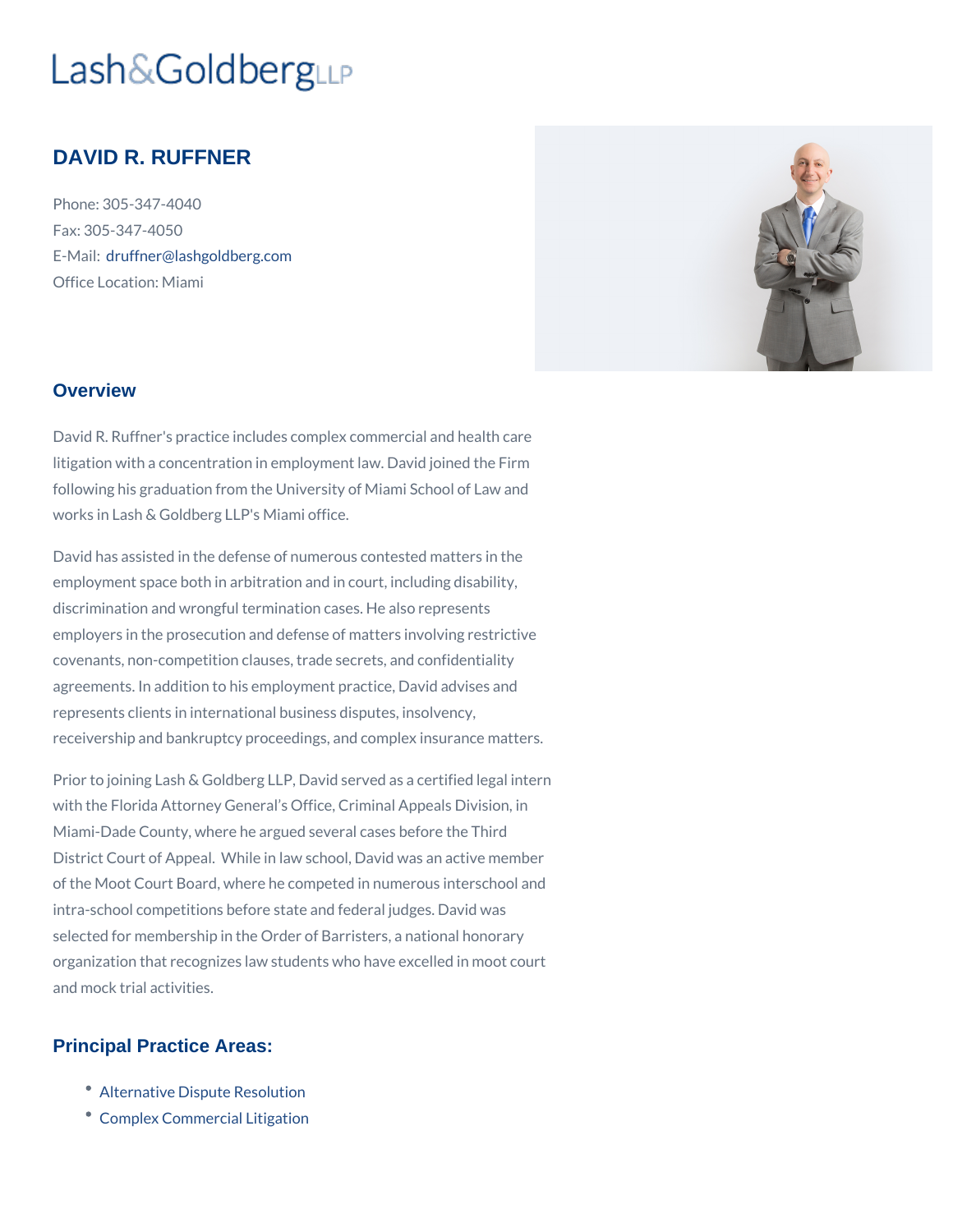Lash&GoldbergLLP

# DAVID R. RUFFNER

Phone: 305-347-4040
Fax: 305-347-4050
E-Mail: druffner@lashgoldberg.com
Office Location: Miami

## Overview

David R. Ruffner's practice includes complex commercial and health care litigation with a concentration in employment law. David joined the Firm following his graduation from the University of Miami School of Law and works in Lash & Goldberg LLP's Miami office.

David has assisted in the defense of numerous contested matters in the employment space both in arbitration and in court, including disability, discrimination and wrongful termination cases. He also represents employers in the prosecution and defense of matters involving restrictive covenants, non-competition clauses, trade secrets, and confidentiality agreements. In addition to his employment practice, David advises and represents clients in international business disputes, insolvency, receivership and bankruptcy proceedings, and complex insurance matters.

Prior to joining Lash & Goldberg LLP, David served as a certified legal intern with the Florida Attorney General's Office, Criminal Appeals Division, in Miami-Dade County, where he argued several cases before the Third District Court of Appeal. While in law school, David was an active member of the Moot Court Board, where he competed in numerous interschool and intra-school competitions before state and federal judges. David was selected for membership in the Order of Barristers, a national honorary organization that recognizes law students who have excelled in moot court and mock trial activities.

## Principal Practice Areas:

- Alternative Dispute Resolution
- Complex Commercial Litigation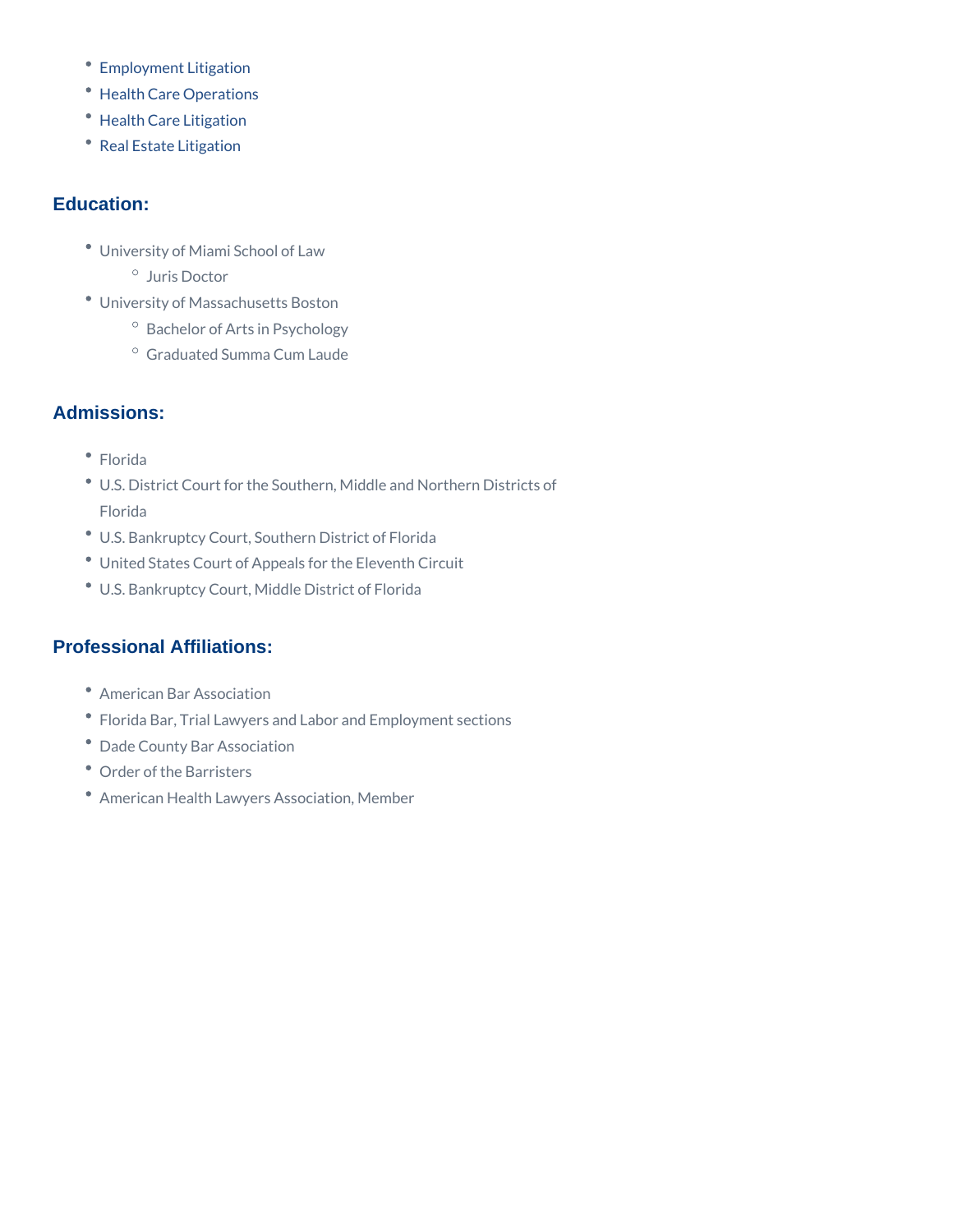- Employment Litigation
- Health Care Operations
- Health Care Litigation
- Real Estate Litigation

## Education:

- University of Miami School of Law
  - Juris Doctor
- University of Massachusetts Boston
  - Bachelor of Arts in Psychology
  - Graduated Summa Cum Laude

## Admissions:

- Florida
- U.S. District Court for the Southern, Middle and Northern Districts of Florida
- U.S. Bankruptcy Court, Southern District of Florida
- United States Court of Appeals for the Eleventh Circuit
- U.S. Bankruptcy Court, Middle District of Florida

## Professional Affiliations:

- American Bar Association
- Florida Bar, Trial Lawyers and Labor and Employment sections
- Dade County Bar Association
- Order of the Barristers
- American Health Lawyers Association, Member